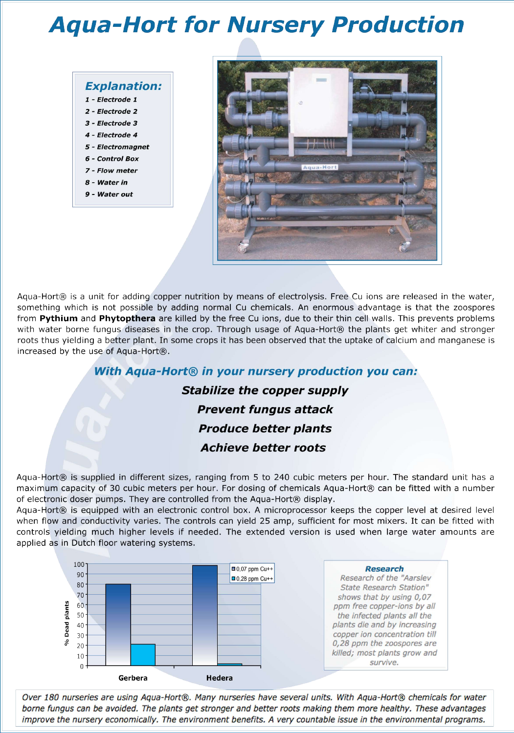# Aqua-Hort for Nursery Production

### Explanation:

1 - Electrode 1
2 - Electrode 2
3 - Electrode 3
4 - Electrode 4
5 - Electromagnet
6 - Control Box
7 - Flow meter
8 - Water in
9 - Water out

Aqua-Hort® is a unit for adding copper nutrition by means of electrolysis. Free Cu ions are released in the water, something which is not possible by adding normal Cu chemicals. An enormous advantage is that the zoospores from **Pythium** and **Phytopthera** are killed by the free Cu ions, due to their thin cell walls. This prevents problems with water borne fungus diseases in the crop. Through usage of Aqua-Hort® the plants get whiter and stronger roots thus yielding a better plant. In some crops it has been observed that the uptake of calcium and manganese is increased by the use of Aqua-Hort®.

## *With Aqua-Hort® in your nursery production you can:*

***Stabilize the copper supply***

***Prevent fungus attack***

***Produce better plants***

***Achieve better roots***

Aqua-Hort® is supplied in different sizes, ranging from 5 to 240 cubic meters per hour. The standard unit has a maximum capacity of 30 cubic meters per hour. For dosing of chemicals Aqua-Hort® can be fitted with a number of electronic doser pumps. They are controlled from the Aqua-Hort® display.
Aqua-Hort® is equipped with an electronic control box. A microprocessor keeps the copper level at desired level when flow and conductivity varies. The controls can yield 25 amp, sufficient for most mixers. It can be fitted with controls yielding much higher levels if needed. The extended version is used when large water amounts are applied as in Dutch floor watering systems.

| % Dead plants | 0,07 ppm Cu++ | 0,28 ppm Cu++ |
|---|---|---|
| Gerbera | 80 | 21 |
| Hedera | 98 | 2 |

### *Research*

*Research of the "Aarslev State Research Station" shows that by using 0,07 ppm free copper-ions by all the infected plants all the plants die and by increasing copper ion concentration till 0,28 ppm the zoospores are killed; most plants grow and survive.*

*Over 180 nurseries are using Aqua-Hort®. Many nurseries have several units. With Aqua-Hort® chemicals for water borne fungus can be avoided. The plants get stronger and better roots making them more healthy. These advantages improve the nursery economically. The environment benefits. A very countable issue in the environmental programs.*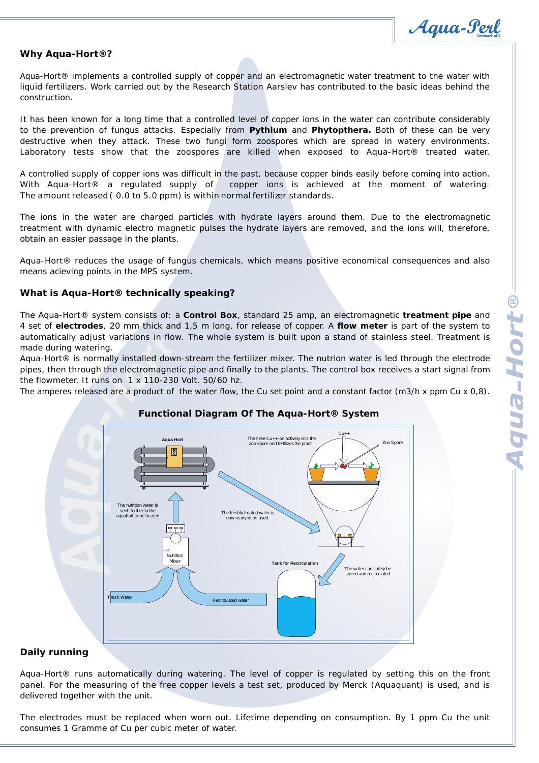## Why Aqua-Hort®?

Aqua-Hort® implements a controlled supply of copper and an electromagnetic water treatment to the water with liquid fertilizers. Work carried out by the Research Station Aarslev has contributed to the basic ideas behind the construction.

It has been known for a long time that a controlled level of copper ions in the water can contribute considerably to the prevention of fungus attacks. Especially from **Pythium** and **Phytopthera.** Both of these can be very destructive when they attack. These two fungi form zoospores which are spread in watery environments. Laboratory tests show that the zoospores are killed when exposed to Aqua-Hort® treated water.

A controlled supply of copper ions was difficult in the past, because copper binds easily before coming into action. With Aqua-Hort® a regulated supply of copper ions is achieved at the moment of watering. The amount released ( 0.0 to 5.0 ppm) is within normal fertilizer standards.

The ions in the water are charged particles with hydrate layers around them. Due to the electromagnetic treatment with dynamic electro magnetic pulses the hydrate layers are removed, and the ions will, therefore, obtain an easier passage in the plants.

Aqua-Hort® reduces the usage of fungus chemicals, which means positive economical consequences and also means acieving points in the MPS system.

## What is Aqua-Hort® technically speaking?

The Aqua-Hort® system consists of: a **Control Box**, standard 25 amp, an electromagnetic **treatment pipe** and 4 set of **electrodes**, 20 mm thick and 1,5 m long, for release of copper. A **flow meter** is part of the system to automatically adjust variations in flow. The whole system is built upon a stand of stainless steel. Treatment is made during watering.

Aqua-Hort® is normally installed down-stream the fertilizer mixer. The nutrion water is led through the electrode pipes, then through the electromagnetic pipe and finally to the plants. The control box receives a start signal from the flowmeter. It runs on 1 x 110-230 Volt. 50/60 hz.

The amperes released are a product of the water flow, the Cu set point and a constant factor (m3/h x ppm Cu x 0,8).

### Functional Diagram Of The Aqua-Hort® System

Aqua Hort

The Free Cu++ ion actively kills the zoo spore and fertilizes the plant.

Cu++

Zoo Spore

The nutrition water is sent further to the aquahort to be treated

The freshly treated water is now ready to be used.

Nutrition Mixer

Tank for Recirculation

The water can safely be stored and recirculated

Fresh Water

Recirculated water

## Daily running

Aqua-Hort® runs automatically during watering. The level of copper is regulated by setting this on the front panel. For the measuring of the free copper levels a test set, produced by Merck (Aquaquant) is used, and is delivered together with the unit.

The electrodes must be replaced when worn out. Lifetime depending on consumption. By 1 ppm Cu the unit consumes 1 Gramme of Cu per cubic meter of water.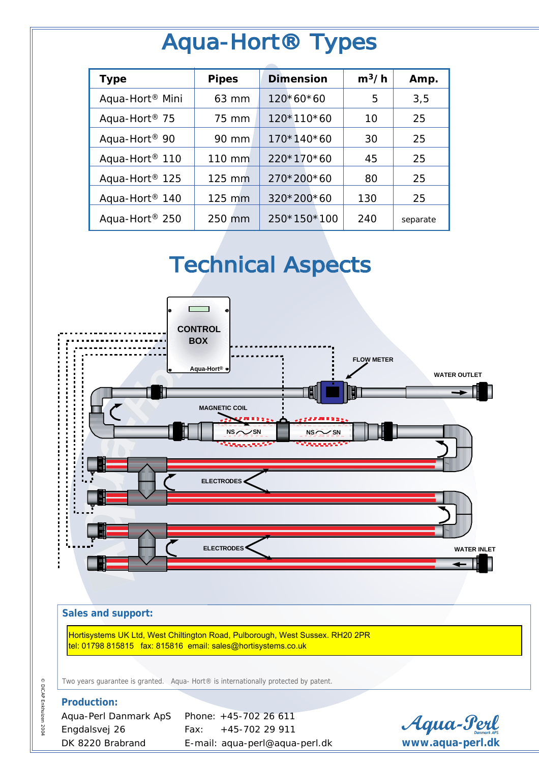# Aqua-Hort® Types

| Type | Pipes | Dimension | $m^3/h$ | Amp. |
|---|---|---|---|---|
| Aqua-Hort® Mini | 63 mm | 120*60*60 | 5 | 3,5 |
| Aqua-Hort® 75 | 75 mm | 120*110*60 | 10 | 25 |
| Aqua-Hort® 90 | 90 mm | 170*140*60 | 30 | 25 |
| Aqua-Hort® 110 | 110 mm | 220*170*60 | 45 | 25 |
| Aqua-Hort® 125 | 125 mm | 270*200*60 | 80 | 25 |
| Aqua-Hort® 140 | 125 mm | 320*200*60 | 130 | 25 |
| Aqua-Hort® 250 | 250 mm | 250*150*100 | 240 | separate |

# Technical Aspects

CONTROL BOX

Aqua-Hort®

FLOW METER

WATER OUTLET

MAGNETIC COIL

NS SN

NS SN

ELECTRODES

ELECTRODES

WATER INLET

**Sales and support:**

Hortisystems UK Ltd, West Chiltington Road, Pulborough, West Sussex. RH20 2PR
tel: 01798 815815 fax: 815816 email: sales@hortisystems.co.uk

Two years guarantee is granted. Aqua- Hort® is internationally protected by patent.

**Production:**

Aqua-Perl Danmark ApS
Engdalsvej 26
DK 8220 Brabrand

Phone: +45-702 26 611
Fax: +45-702 29 911
E-mail: aqua-perl@aqua-perl.dk

Aqua-Perl Danmark APS
www.aqua-perl.dk

© DICAP Enkhuizen 2004